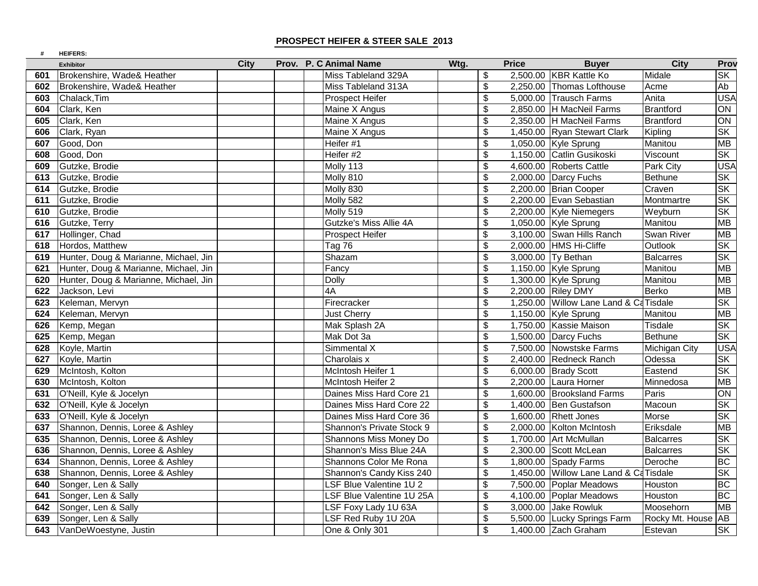## PROSPECT HEIFER & STEER SALE 2013

| # | Exhibitor | City | Prov. | P. C | Animal Name | Wtg. | Price | Buyer | City | Prov |
|---|---|---|---|---|---|---|---|---|---|---|
| | **HEIFERS:** | | | | | | | | | |
| 601 | Brokenshire, Wade& Heather | | | | Miss Tableland 329A | | $ 2,500.00 | KBR Kattle Ko | Midale | SK |
| 602 | Brokenshire, Wade& Heather | | | | Miss Tableland 313A | | $ 2,250.00 | Thomas Lofthouse | Acme | Ab |
| 603 | Chalack,Tim | | | | Prospect Heifer | | $ 5,000.00 | Trausch Farms | Anita | USA |
| 604 | Clark, Ken | | | | Maine X Angus | | $ 2,850.00 | H MacNeil Farms | Brantford | ON |
| 605 | Clark, Ken | | | | Maine X Angus | | $ 2,350.00 | H MacNeil Farms | Brantford | ON |
| 606 | Clark, Ryan | | | | Maine X Angus | | $ 1,450.00 | Ryan Stewart Clark | Kipling | SK |
| 607 | Good, Don | | | | Heifer #1 | | $ 1,050.00 | Kyle Sprung | Manitou | MB |
| 608 | Good, Don | | | | Heifer #2 | | $ 1,150.00 | Catlin Gusikoski | Viscount | SK |
| 609 | Gutzke, Brodie | | | | Molly 113 | | $ 4,600.00 | Roberts Cattle | Park City | USA |
| 613 | Gutzke, Brodie | | | | Molly 810 | | $ 2,000.00 | Darcy Fuchs | Bethune | SK |
| 614 | Gutzke, Brodie | | | | Molly 830 | | $ 2,200.00 | Brian Cooper | Craven | SK |
| 611 | Gutzke, Brodie | | | | Molly 582 | | $ 2,200.00 | Evan Sebastian | Montmartre | SK |
| 610 | Gutzke, Brodie | | | | Molly 519 | | $ 2,200.00 | Kyle Niemegers | Weyburn | SK |
| 616 | Gutzke, Terry | | | | Gutzke's Miss Allie 4A | | $ 1,050.00 | Kyle Sprung | Manitou | MB |
| 617 | Hollinger, Chad | | | | Prospect Heifer | | $ 3,100.00 | Swan Hills Ranch | Swan River | MB |
| 618 | Hordos, Matthew | | | | Tag 76 | | $ 2,000.00 | HMS Hi-Cliffe | Outlook | SK |
| 619 | Hunter, Doug & Marianne, Michael, Jin | | | | Shazam | | $ 3,000.00 | Ty Bethan | Balcarres | SK |
| 621 | Hunter, Doug & Marianne, Michael, Jin | | | | Fancy | | $ 1,150.00 | Kyle Sprung | Manitou | MB |
| 620 | Hunter, Doug & Marianne, Michael, Jin | | | | Dolly | | $ 1,300.00 | Kyle Sprung | Manitou | MB |
| 622 | Jackson, Levi | | | | 4A | | $ 2,200.00 | Riley DMY | Berko | MB |
| 623 | Keleman, Mervyn | | | | Firecracker | | $ 1,250.00 | Willow Lane Land & Ca | Tisdale | SK |
| 624 | Keleman, Mervyn | | | | Just Cherry | | $ 1,150.00 | Kyle Sprung | Manitou | MB |
| 626 | Kemp, Megan | | | | Mak Splash 2A | | $ 1,750.00 | Kassie Maison | Tisdale | SK |
| 625 | Kemp, Megan | | | | Mak Dot 3a | | $ 1,500.00 | Darcy Fuchs | Bethune | SK |
| 628 | Koyle, Martin | | | | Simmental X | | $ 7,500.00 | Nowstske Farms | Michigan City | USA |
| 627 | Koyle, Martin | | | | Charolais x | | $ 2,400.00 | Redneck Ranch | Odessa | SK |
| 629 | McIntosh, Kolton | | | | McIntosh Heifer 1 | | $ 6,000.00 | Brady Scott | Eastend | SK |
| 630 | McIntosh, Kolton | | | | McIntosh Heifer 2 | | $ 2,200.00 | Laura Horner | Minnedosa | MB |
| 631 | O'Neill, Kyle & Jocelyn | | | | Daines Miss Hard Core 21 | | $ 1,600.00 | Brooksland Farms | Paris | ON |
| 632 | O'Neill, Kyle & Jocelyn | | | | Daines Miss Hard Core 22 | | $ 1,400.00 | Ben Gustafson | Macoun | SK |
| 633 | O'Neill, Kyle & Jocelyn | | | | Daines Miss Hard Core 36 | | $ 1,600.00 | Rhett Jones | Morse | SK |
| 637 | Shannon, Dennis, Loree & Ashley | | | | Shannon's Private Stock 9 | | $ 2,000.00 | Kolton McIntosh | Eriksdale | MB |
| 635 | Shannon, Dennis, Loree & Ashley | | | | Shannons Miss Money Do | | $ 1,700.00 | Art McMullan | Balcarres | SK |
| 636 | Shannon, Dennis, Loree & Ashley | | | | Shannon's Miss Blue 24A | | $ 2,300.00 | Scott McLean | Balcarres | SK |
| 634 | Shannon, Dennis, Loree & Ashley | | | | Shannons Color Me Rona | | $ 1,800.00 | Spady Farms | Deroche | BC |
| 638 | Shannon, Dennis, Loree & Ashley | | | | Shannon's Candy Kiss 240 | | $ 1,450.00 | Willow Lane Land & Ca | Tisdale | SK |
| 640 | Songer, Len & Sally | | | | LSF Blue Valentine 1U 2 | | $ 7,500.00 | Poplar Meadows | Houston | BC |
| 641 | Songer, Len & Sally | | | | LSF Blue Valentine 1U 25A | | $ 4,100.00 | Poplar Meadows | Houston | BC |
| 642 | Songer, Len & Sally | | | | LSF Foxy Lady 1U 63A | | $ 3,000.00 | Jake Rowluk | Moosehorn | MB |
| 639 | Songer, Len & Sally | | | | LSF Red Ruby 1U 20A | | $ 5,500.00 | Lucky Springs Farm | Rocky Mt. House | AB |
| 643 | VanDeWoestyne, Justin | | | | One & Only 301 | | $ 1,400.00 | Zach Graham | Estevan | SK |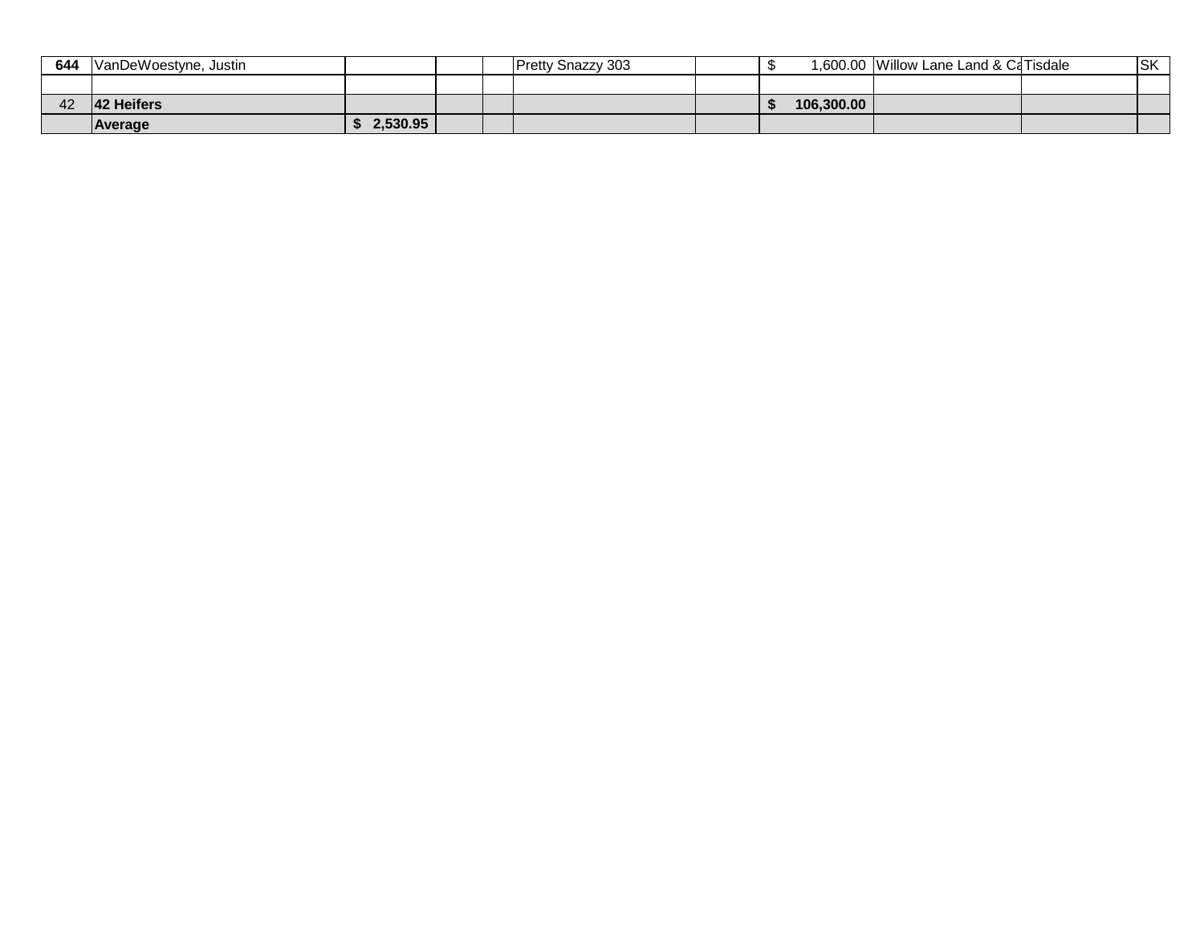| | | | | | | | | | | |
|---|---|---|---|---|---|---|---|---|---|---|
| **644** | VanDeWoestyne, Justin | | | | Pretty Snazzy 303 | | $ 1,600.00 | Willow Lane Land & Ca | Tisdale | SK |
| | | | | | | | | | | |
| 42 | **42 Heifers** | | | | | | **$ 106,300.00** | | | |
| | **Average** | **$ 2,530.95** | | | | | | | | |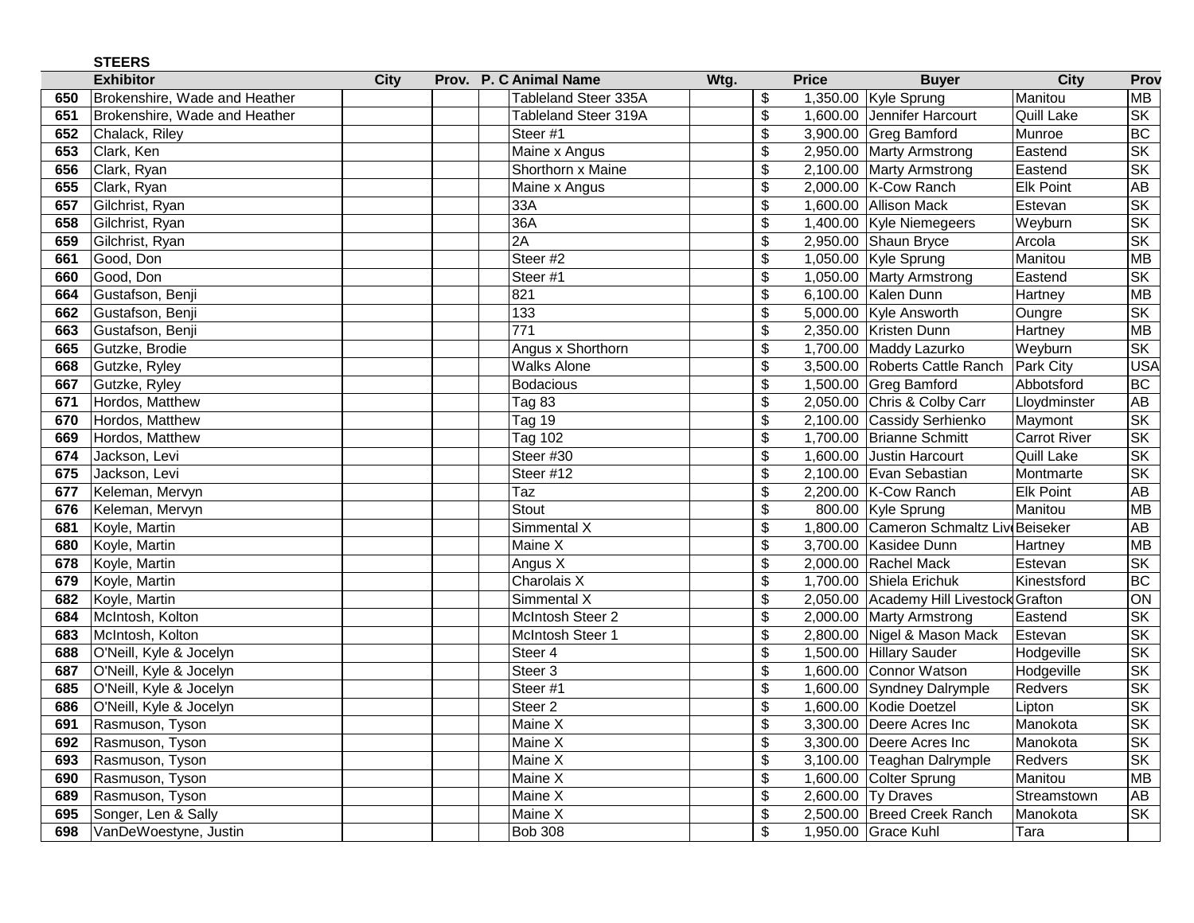**STEERS**

| | Exhibitor | City | Prov. | P. C | Animal Name | Wtg. | | Price | Buyer | City | Prov |
|---|---|---|---|---|---|---|---|---|---|---|---|
| 650 | Brokenshire, Wade and Heather | | | | Tableland Steer 335A | | $ | 1,350.00 | Kyle Sprung | Manitou | MB |
| 651 | Brokenshire, Wade and Heather | | | | Tableland Steer 319A | | $ | 1,600.00 | Jennifer Harcourt | Quill Lake | SK |
| 652 | Chalack, Riley | | | | Steer #1 | | $ | 3,900.00 | Greg Bamford | Munroe | BC |
| 653 | Clark, Ken | | | | Maine x Angus | | $ | 2,950.00 | Marty Armstrong | Eastend | SK |
| 656 | Clark, Ryan | | | | Shorthorn x Maine | | $ | 2,100.00 | Marty Armstrong | Eastend | SK |
| 655 | Clark, Ryan | | | | Maine x Angus | | $ | 2,000.00 | K-Cow Ranch | Elk Point | AB |
| 657 | Gilchrist, Ryan | | | | 33A | | $ | 1,600.00 | Allison Mack | Estevan | SK |
| 658 | Gilchrist, Ryan | | | | 36A | | $ | 1,400.00 | Kyle Niemegeers | Weyburn | SK |
| 659 | Gilchrist, Ryan | | | | 2A | | $ | 2,950.00 | Shaun Bryce | Arcola | SK |
| 661 | Good, Don | | | | Steer #2 | | $ | 1,050.00 | Kyle Sprung | Manitou | MB |
| 660 | Good, Don | | | | Steer #1 | | $ | 1,050.00 | Marty Armstrong | Eastend | SK |
| 664 | Gustafson, Benji | | | | 821 | | $ | 6,100.00 | Kalen Dunn | Hartney | MB |
| 662 | Gustafson, Benji | | | | 133 | | $ | 5,000.00 | Kyle Answorth | Oungre | SK |
| 663 | Gustafson, Benji | | | | 771 | | $ | 2,350.00 | Kristen Dunn | Hartney | MB |
| 665 | Gutzke, Brodie | | | | Angus x Shorthorn | | $ | 1,700.00 | Maddy Lazurko | Weyburn | SK |
| 668 | Gutzke, Ryley | | | | Walks Alone | | $ | 3,500.00 | Roberts Cattle Ranch | Park City | USA |
| 667 | Gutzke, Ryley | | | | Bodacious | | $ | 1,500.00 | Greg Bamford | Abbotsford | BC |
| 671 | Hordos, Matthew | | | | Tag 83 | | $ | 2,050.00 | Chris & Colby Carr | Lloydminster | AB |
| 670 | Hordos, Matthew | | | | Tag 19 | | $ | 2,100.00 | Cassidy Serhienko | Maymont | SK |
| 669 | Hordos, Matthew | | | | Tag 102 | | $ | 1,700.00 | Brianne Schmitt | Carrot River | SK |
| 674 | Jackson, Levi | | | | Steer #30 | | $ | 1,600.00 | Justin Harcourt | Quill Lake | SK |
| 675 | Jackson, Levi | | | | Steer #12 | | $ | 2,100.00 | Evan Sebastian | Montmarte | SK |
| 677 | Keleman, Mervyn | | | | Taz | | $ | 2,200.00 | K-Cow Ranch | Elk Point | AB |
| 676 | Keleman, Mervyn | | | | Stout | | $ | 800.00 | Kyle Sprung | Manitou | MB |
| 681 | Koyle, Martin | | | | Simmental X | | $ | 1,800.00 | Cameron Schmaltz Liv | Beiseker | AB |
| 680 | Koyle, Martin | | | | Maine X | | $ | 3,700.00 | Kasidee Dunn | Hartney | MB |
| 678 | Koyle, Martin | | | | Angus X | | $ | 2,000.00 | Rachel Mack | Estevan | SK |
| 679 | Koyle, Martin | | | | Charolais X | | $ | 1,700.00 | Shiela Erichuk | Kinestsford | BC |
| 682 | Koyle, Martin | | | | Simmental X | | $ | 2,050.00 | Academy Hill Livestock | Grafton | ON |
| 684 | McIntosh, Kolton | | | | McIntosh Steer 2 | | $ | 2,000.00 | Marty Armstrong | Eastend | SK |
| 683 | McIntosh, Kolton | | | | McIntosh Steer 1 | | $ | 2,800.00 | Nigel & Mason Mack | Estevan | SK |
| 688 | O'Neill, Kyle & Jocelyn | | | | Steer 4 | | $ | 1,500.00 | Hillary Sauder | Hodgeville | SK |
| 687 | O'Neill, Kyle & Jocelyn | | | | Steer 3 | | $ | 1,600.00 | Connor Watson | Hodgeville | SK |
| 685 | O'Neill, Kyle & Jocelyn | | | | Steer #1 | | $ | 1,600.00 | Syndney Dalrymple | Redvers | SK |
| 686 | O'Neill, Kyle & Jocelyn | | | | Steer 2 | | $ | 1,600.00 | Kodie Doetzel | Lipton | SK |
| 691 | Rasmuson, Tyson | | | | Maine X | | $ | 3,300.00 | Deere Acres Inc | Manokota | SK |
| 692 | Rasmuson, Tyson | | | | Maine X | | $ | 3,300.00 | Deere Acres Inc | Manokota | SK |
| 693 | Rasmuson, Tyson | | | | Maine X | | $ | 3,100.00 | Teaghan Dalrymple | Redvers | SK |
| 690 | Rasmuson, Tyson | | | | Maine X | | $ | 1,600.00 | Colter Sprung | Manitou | MB |
| 689 | Rasmuson, Tyson | | | | Maine X | | $ | 2,600.00 | Ty Draves | Streamstown | AB |
| 695 | Songer, Len & Sally | | | | Maine X | | $ | 2,500.00 | Breed Creek Ranch | Manokota | SK |
| 698 | VanDeWoestyne, Justin | | | | Bob 308 | | $ | 1,950.00 | Grace Kuhl | Tara | |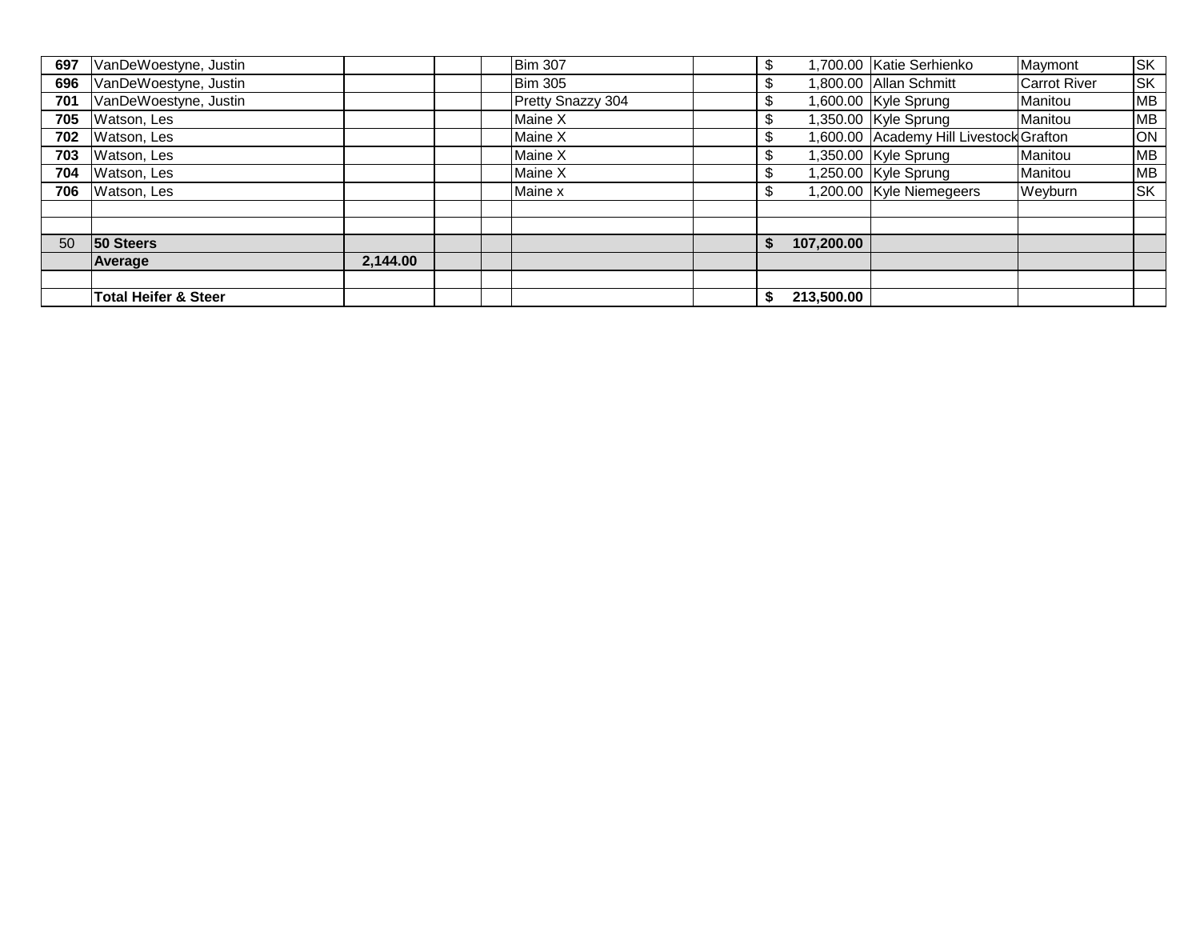| | | | | | | | | | | |
|---|---|---|---|---|---|---|---|---|---|---|
| **697** | VanDeWoestyne, Justin | | | | Bim 307 | | $ 1,700.00 | Katie Serhienko | Maymont | SK |
| **696** | VanDeWoestyne, Justin | | | | Bim 305 | | $ 1,800.00 | Allan Schmitt | Carrot River | SK |
| **701** | VanDeWoestyne, Justin | | | | Pretty Snazzy 304 | | $ 1,600.00 | Kyle Sprung | Manitou | MB |
| **705** | Watson, Les | | | | Maine X | | $ 1,350.00 | Kyle Sprung | Manitou | MB |
| **702** | Watson, Les | | | | Maine X | | $ 1,600.00 | Academy Hill Livestock | Grafton | ON |
| **703** | Watson, Les | | | | Maine X | | $ 1,350.00 | Kyle Sprung | Manitou | MB |
| **704** | Watson, Les | | | | Maine X | | $ 1,250.00 | Kyle Sprung | Manitou | MB |
| **706** | Watson, Les | | | | Maine x | | $ 1,200.00 | Kyle Niemegeers | Weyburn | SK |
| | | | | | | | | | | |
| | | | | | | | | | | |
| 50 | **50 Steers** | | | | | | **$ 107,200.00** | | | |
| | **Average** | **2,144.00** | | | | | | | | |
| | | | | | | | | | | |
| | **Total Heifer & Steer** | | | | | | **$ 213,500.00** | | | |